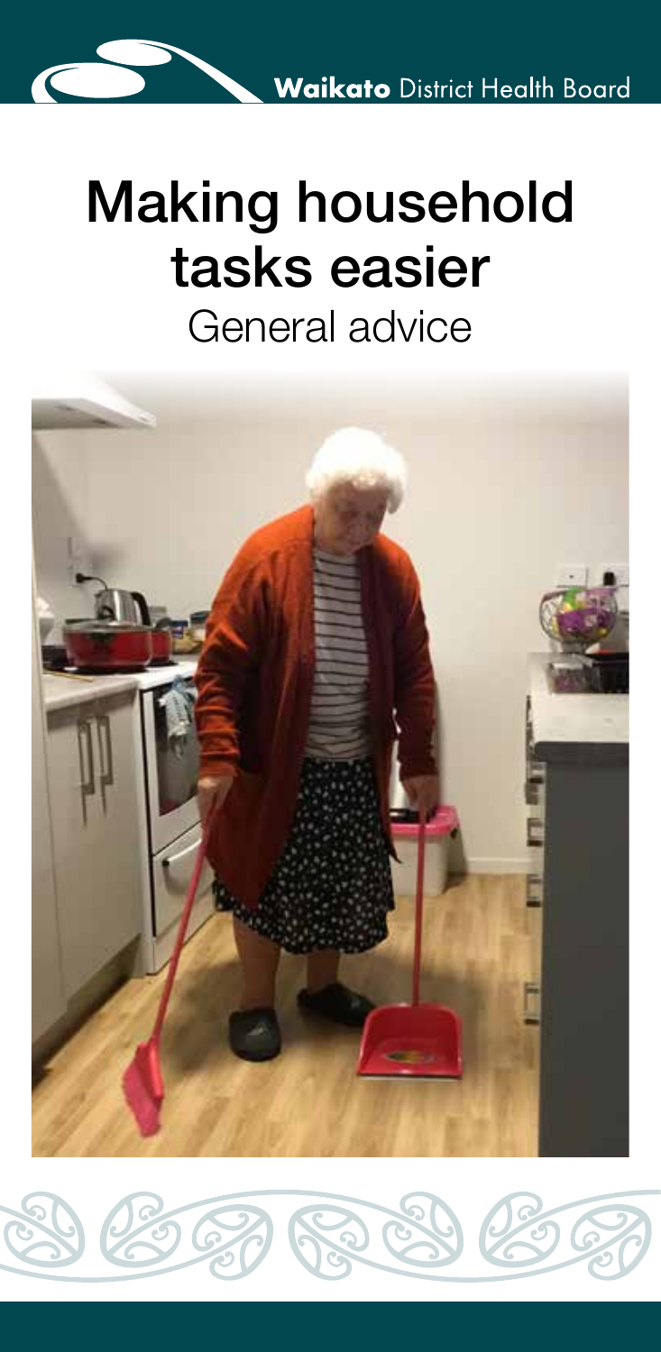Waikato District Health Board

# Making household tasks easier

## General advice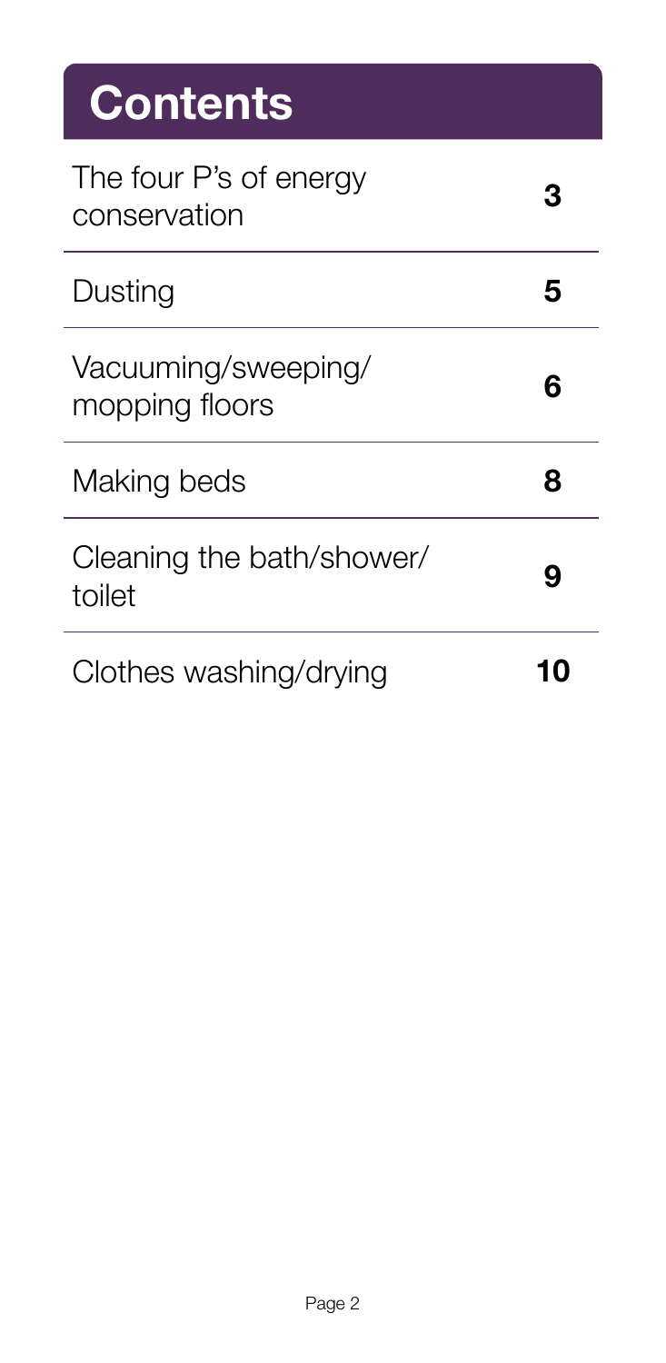# Contents

| | |
|---|---|
| The four P's of energy conservation | **3** |
| Dusting | **5** |
| Vacuuming/sweeping/mopping floors | **6** |
| Making beds | **8** |
| Cleaning the bath/shower/toilet | **9** |
| Clothes washing/drying | **10** |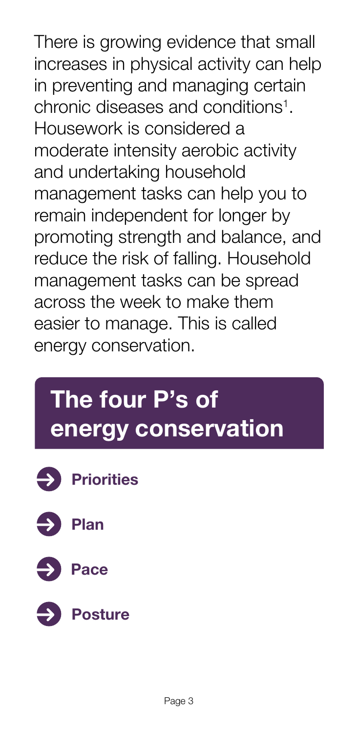There is growing evidence that small increases in physical activity can help in preventing and managing certain chronic diseases and conditions[1]. Housework is considered a moderate intensity aerobic activity and undertaking household management tasks can help you to remain independent for longer by promoting strength and balance, and reduce the risk of falling. Household management tasks can be spread across the week to make them easier to manage. This is called energy conservation.

## The four P's of energy conservation

- **Priorities**
- **Plan**
- **Pace**
- **Posture**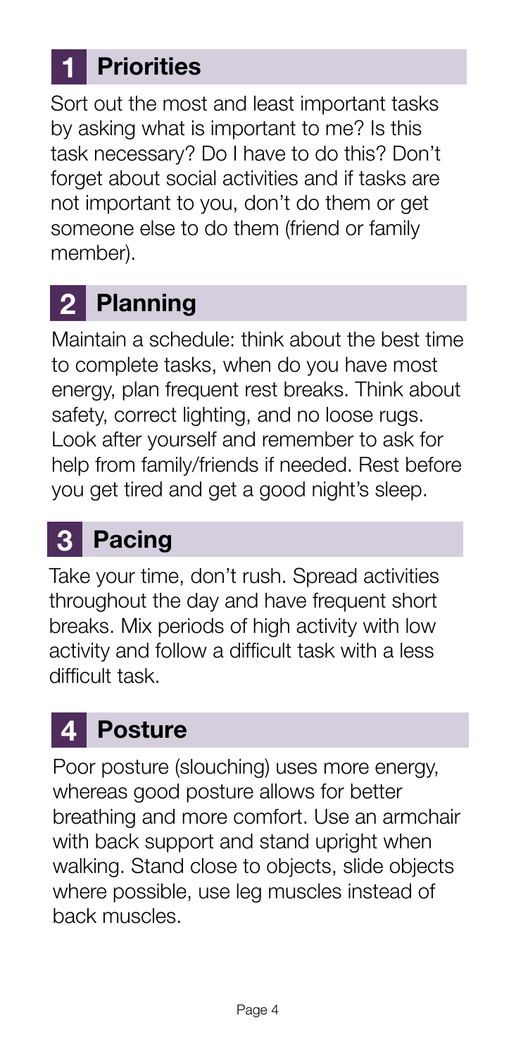## 1 Priorities

Sort out the most and least important tasks by asking what is important to me? Is this task necessary? Do I have to do this? Don't forget about social activities and if tasks are not important to you, don't do them or get someone else to do them (friend or family member).

## 2 Planning

Maintain a schedule: think about the best time to complete tasks, when do you have most energy, plan frequent rest breaks. Think about safety, correct lighting, and no loose rugs. Look after yourself and remember to ask for help from family/friends if needed. Rest before you get tired and get a good night's sleep.

## 3 Pacing

Take your time, don't rush. Spread activities throughout the day and have frequent short breaks. Mix periods of high activity with low activity and follow a difficult task with a less difficult task.

## 4 Posture

Poor posture (slouching) uses more energy, whereas good posture allows for better breathing and more comfort. Use an armchair with back support and stand upright when walking. Stand close to objects, slide objects where possible, use leg muscles instead of back muscles.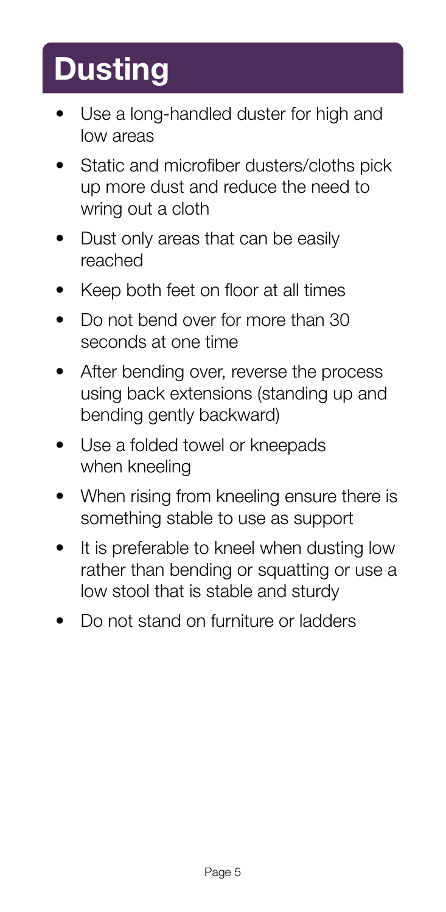# Dusting

- Use a long-handled duster for high and low areas
- Static and microfiber dusters/cloths pick up more dust and reduce the need to wring out a cloth
- Dust only areas that can be easily reached
- Keep both feet on floor at all times
- Do not bend over for more than 30 seconds at one time
- After bending over, reverse the process using back extensions (standing up and bending gently backward)
- Use a folded towel or kneepads when kneeling
- When rising from kneeling ensure there is something stable to use as support
- It is preferable to kneel when dusting low rather than bending or squatting or use a low stool that is stable and sturdy
- Do not stand on furniture or ladders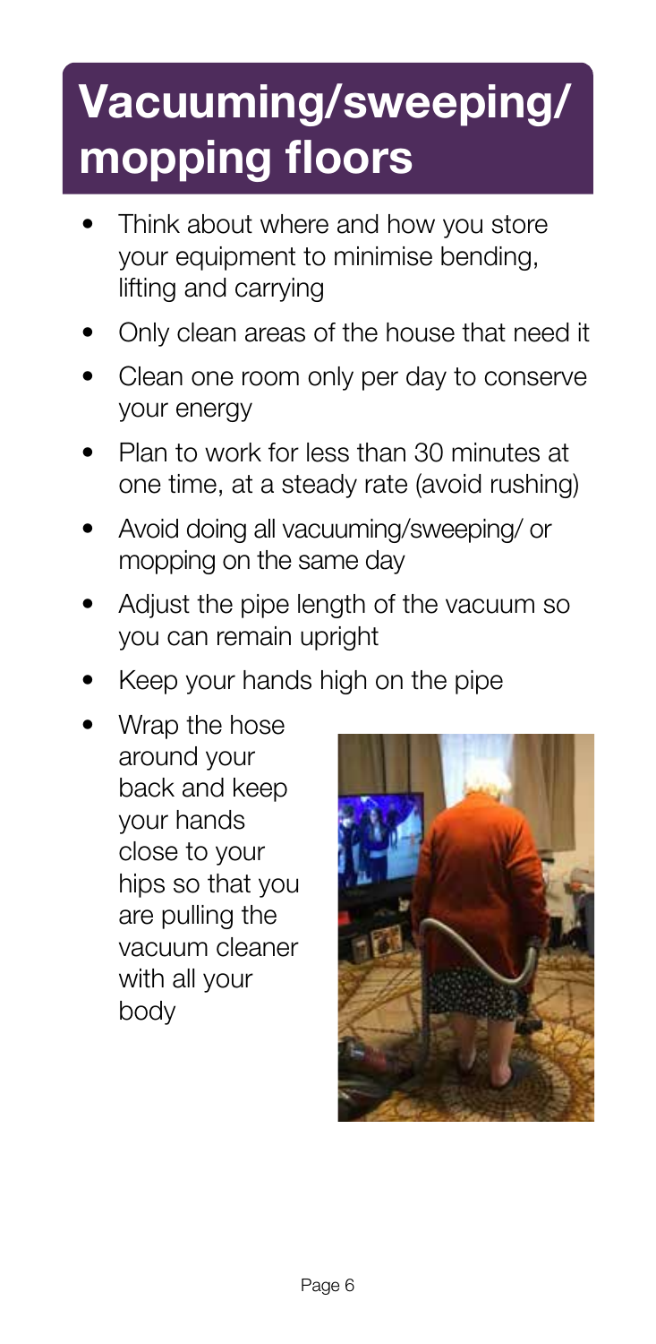# Vacuuming/sweeping/ mopping floors

- Think about where and how you store your equipment to minimise bending, lifting and carrying
- Only clean areas of the house that need it
- Clean one room only per day to conserve your energy
- Plan to work for less than 30 minutes at one time, at a steady rate (avoid rushing)
- Avoid doing all vacuuming/sweeping/ or mopping on the same day
- Adjust the pipe length of the vacuum so you can remain upright
- Keep your hands high on the pipe
- Wrap the hose around your back and keep your hands close to your hips so that you are pulling the vacuum cleaner with all your body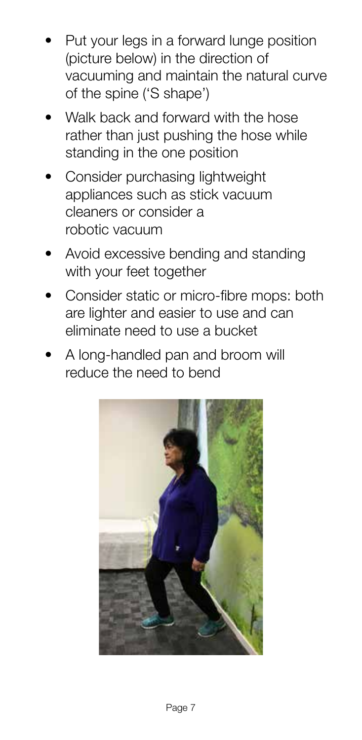- Put your legs in a forward lunge position (picture below) in the direction of vacuuming and maintain the natural curve of the spine ('S shape')
- Walk back and forward with the hose rather than just pushing the hose while standing in the one position
- Consider purchasing lightweight appliances such as stick vacuum cleaners or consider a robotic vacuum
- Avoid excessive bending and standing with your feet together
- Consider static or micro-fibre mops: both are lighter and easier to use and can eliminate need to use a bucket
- A long-handled pan and broom will reduce the need to bend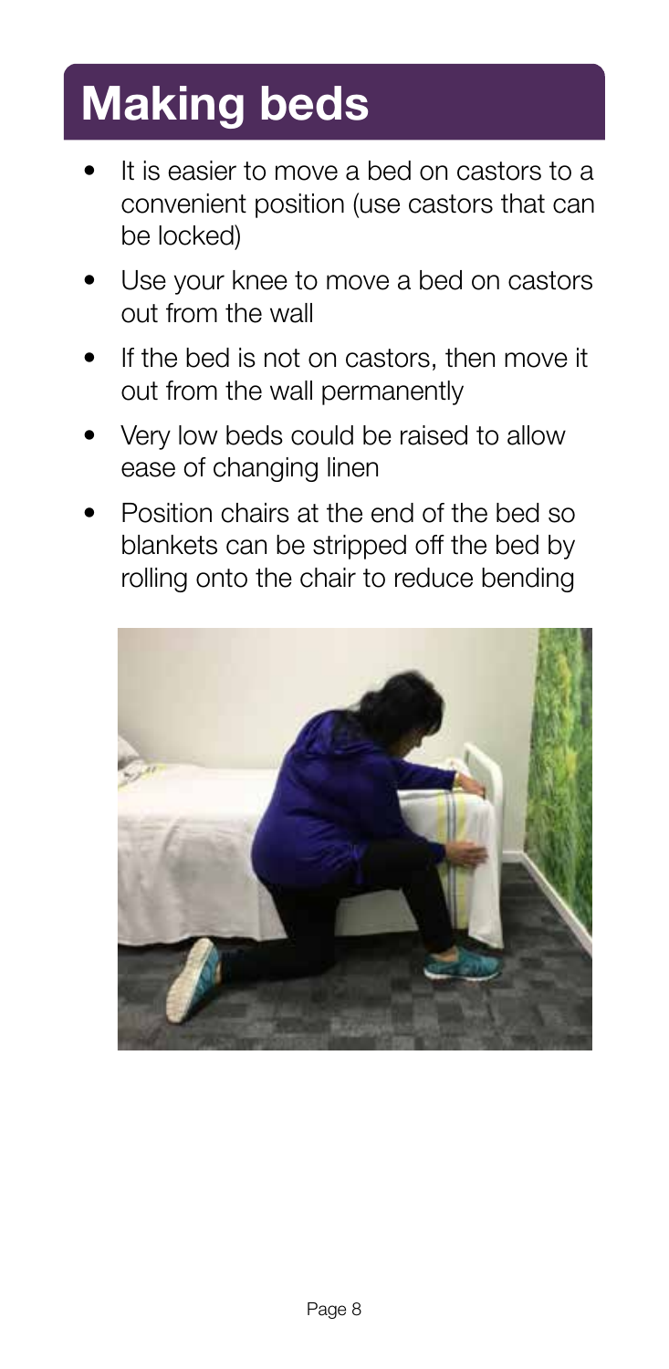# Making beds

- It is easier to move a bed on castors to a convenient position (use castors that can be locked)
- Use your knee to move a bed on castors out from the wall
- If the bed is not on castors, then move it out from the wall permanently
- Very low beds could be raised to allow ease of changing linen
- Position chairs at the end of the bed so blankets can be stripped off the bed by rolling onto the chair to reduce bending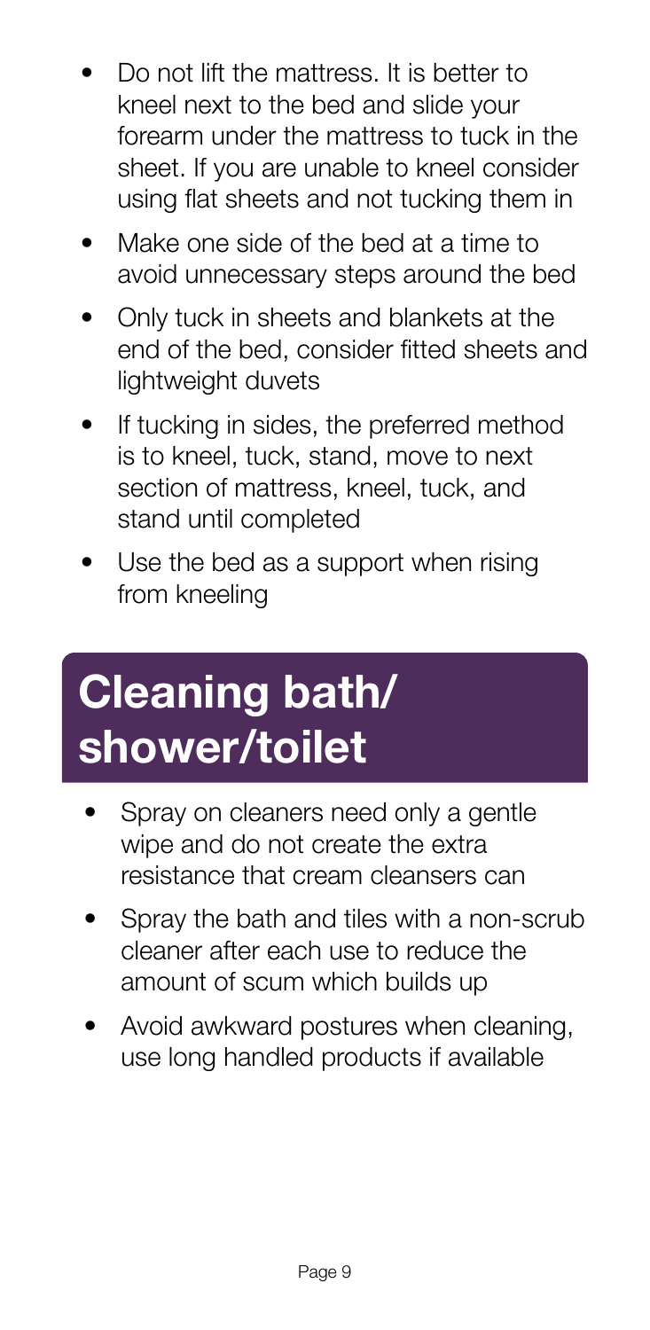- Do not lift the mattress. It is better to kneel next to the bed and slide your forearm under the mattress to tuck in the sheet. If you are unable to kneel consider using flat sheets and not tucking them in
- Make one side of the bed at a time to avoid unnecessary steps around the bed
- Only tuck in sheets and blankets at the end of the bed, consider fitted sheets and lightweight duvets
- If tucking in sides, the preferred method is to kneel, tuck, stand, move to next section of mattress, kneel, tuck, and stand until completed
- Use the bed as a support when rising from kneeling

## Cleaning bath/ shower/toilet

- Spray on cleaners need only a gentle wipe and do not create the extra resistance that cream cleansers can
- Spray the bath and tiles with a non-scrub cleaner after each use to reduce the amount of scum which builds up
- Avoid awkward postures when cleaning, use long handled products if available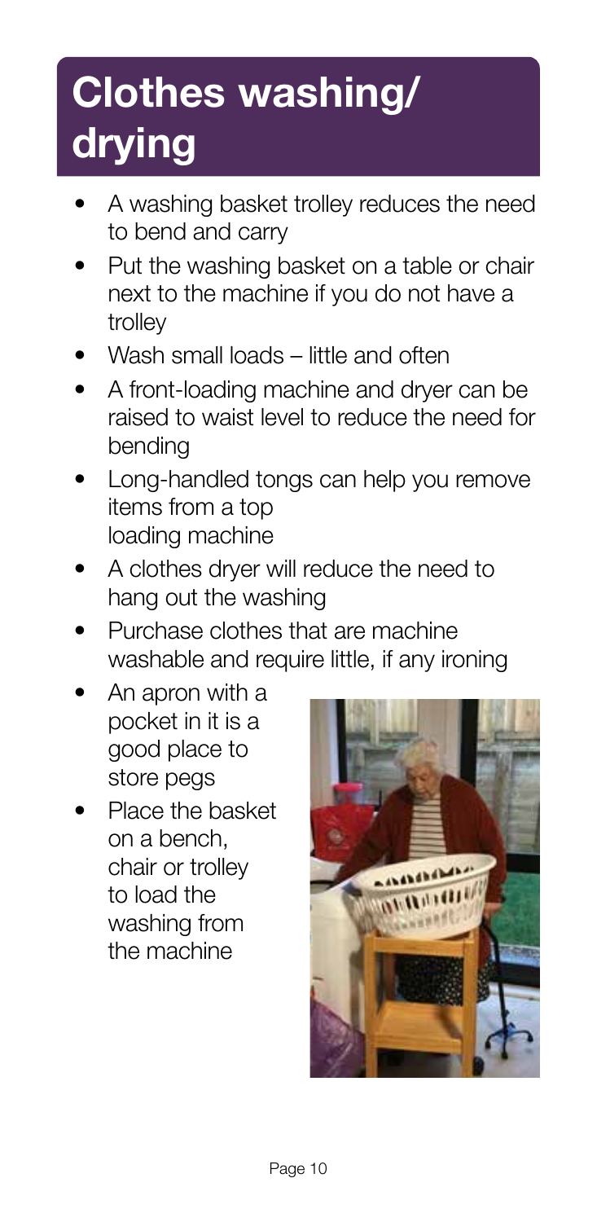# Clothes washing/drying

- A washing basket trolley reduces the need to bend and carry
- Put the washing basket on a table or chair next to the machine if you do not have a trolley
- Wash small loads – little and often
- A front-loading machine and dryer can be raised to waist level to reduce the need for bending
- Long-handled tongs can help you remove items from a top loading machine
- A clothes dryer will reduce the need to hang out the washing
- Purchase clothes that are machine washable and require little, if any ironing
- An apron with a pocket in it is a good place to store pegs
- Place the basket on a bench, chair or trolley to load the washing from the machine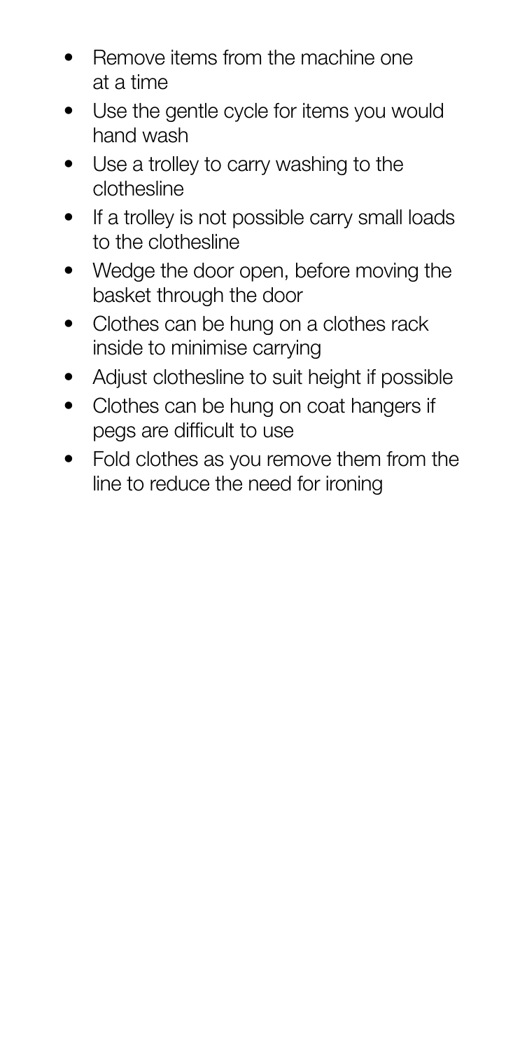- Remove items from the machine one at a time
- Use the gentle cycle for items you would hand wash
- Use a trolley to carry washing to the clothesline
- If a trolley is not possible carry small loads to the clothesline
- Wedge the door open, before moving the basket through the door
- Clothes can be hung on a clothes rack inside to minimise carrying
- Adjust clothesline to suit height if possible
- Clothes can be hung on coat hangers if pegs are difficult to use
- Fold clothes as you remove them from the line to reduce the need for ironing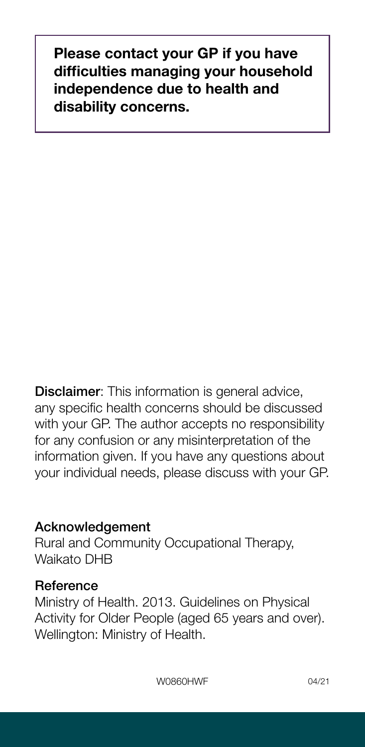**Please contact your GP if you have difficulties managing your household independence due to health and disability concerns.**

**Disclaimer**: This information is general advice, any specific health concerns should be discussed with your GP. The author accepts no responsibility for any confusion or any misinterpretation of the information given. If you have any questions about your individual needs, please discuss with your GP.

**Acknowledgement**

Rural and Community Occupational Therapy, Waikato DHB

**Reference**

Ministry of Health. 2013. Guidelines on Physical Activity for Older People (aged 65 years and over). Wellington: Ministry of Health.

W0860HWF 04/21